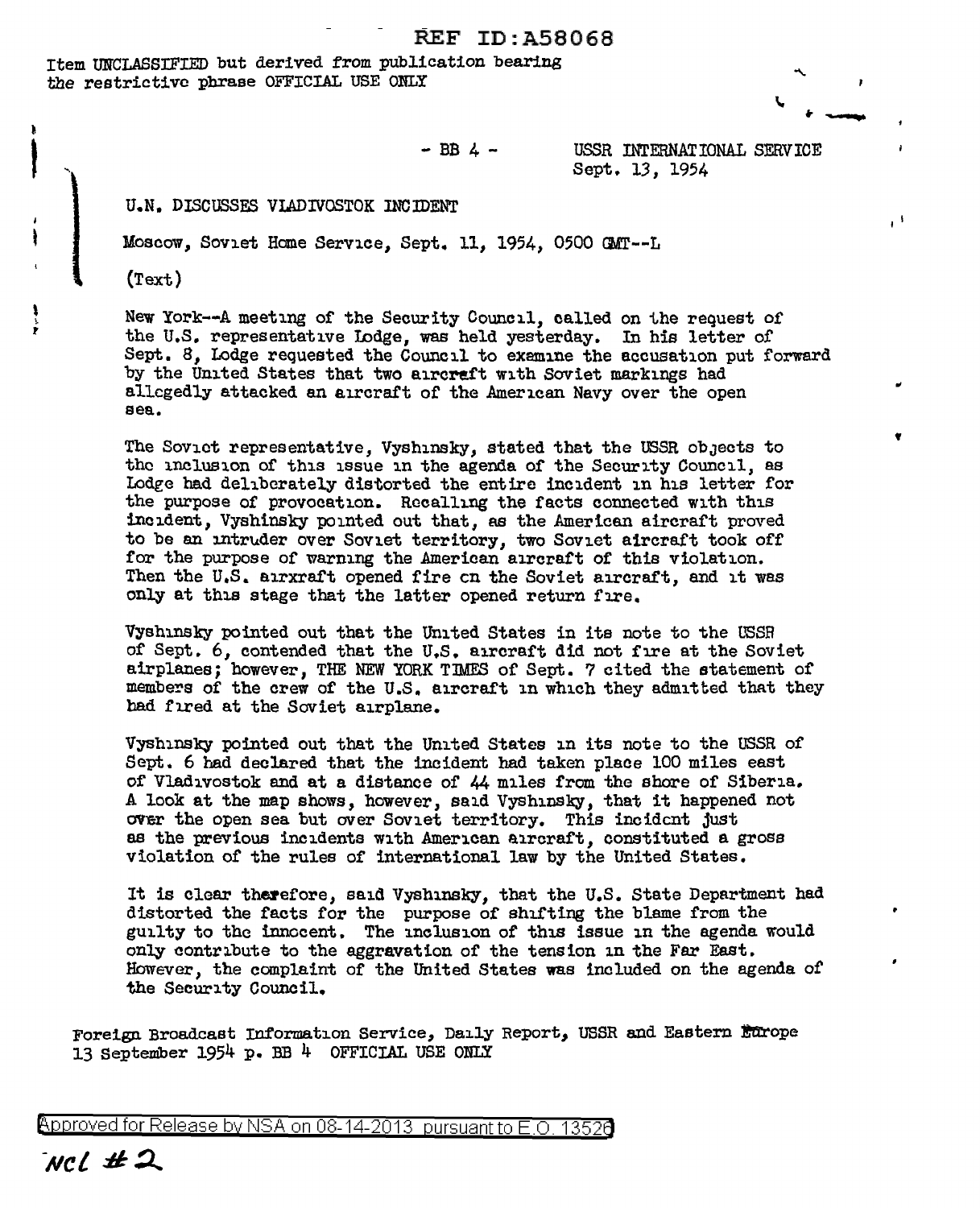REF ID:A58068

Item UNCLASSIFIED but derived from publication bearing the restrictive phrase OFFICIAL USE ONLY

- BB 4 -

USSR INTERNATIONAL SERVICE
Sept. 13, 1954

## U.N. DISCUSSES VLADIVOSTOK INCIDENT

Moscow, Soviet Home Service, Sept. 11, 1954, 0500 GMT--L

(Text)

New York--A meeting of the Security Council, called on the request of the U.S. representative Lodge, was held yesterday. In his letter of Sept. 8, Lodge requested the Council to examine the accusation put forward by the United States that two aircraft with Soviet markings had allegedly attacked an aircraft of the American Navy over the open sea.

The Soviet representative, Vyshinsky, stated that the USSR objects to the inclusion of this issue in the agenda of the Security Council, as Lodge had deliberately distorted the entire incident in his letter for the purpose of provocation. Recalling the facts connected with this incident, Vyshinsky pointed out that, as the American aircraft proved to be an intruder over Soviet territory, two Soviet aircraft took off for the purpose of warning the American aircraft of this violation. Then the U.S. airxraft opened fire on the Soviet aircraft, and it was only at this stage that the latter opened return fire.

Vyshinsky pointed out that the United States in its note to the USSR of Sept. 6, contended that the U.S. aircraft did not fire at the Soviet airplanes; however, THE NEW YORK TIMES of Sept. 7 cited the statement of members of the crew of the U.S. aircraft in which they admitted that they had fired at the Soviet airplane.

Vyshinsky pointed out that the United States in its note to the USSR of Sept. 6 had declared that the incident had taken place 100 miles east of Vladivostok and at a distance of 44 miles from the shore of Siberia. A look at the map shows, however, said Vyshinsky, that it happened not over the open sea but over Soviet territory. This incident just as the previous incidents with American aircraft, constituted a gross violation of the rules of international law by the United States.

It is clear therefore, said Vyshinsky, that the U.S. State Department had distorted the facts for the purpose of shifting the blame from the guilty to the innocent. The inclusion of this issue in the agenda would only contribute to the aggravation of the tension in the Far East. However, the complaint of the United States was included on the agenda of the Security Council.

Foreign Broadcast Information Service, Daily Report, USSR and Eastern Europe 13 September 1954 p. BB 4 OFFICIAL USE ONLY

Approved for Release by NSA on 08-14-2013 pursuant to E.O. 13526

NCL #2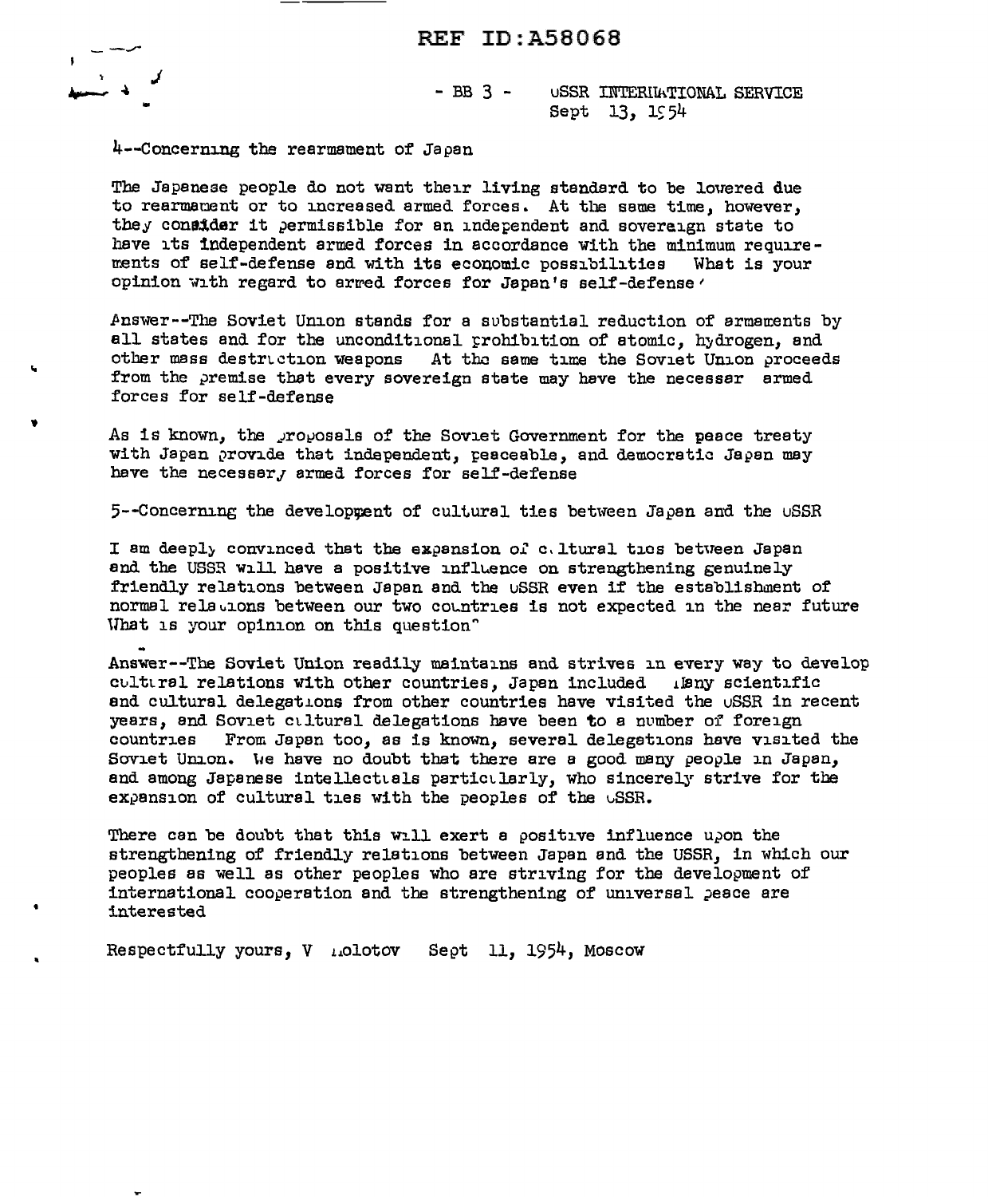REF ID:A58068

\- BB 3 - USSR INTERNATIONAL SERVICE
Sept 13, 1954

4--Concerning the rearmament of Japan

The Japanese people do not want their living standard to be lowered due to rearmament or to increased armed forces. At the same time, however, they consider it permissible for an independent and sovereign state to have its independent armed forces in accordance with the minimum requirements of self-defense and with its economic possibilities What is your opinion with regard to armed forces for Japan's self-defense?

Answer--The Soviet Union stands for a substantial reduction of armaments by all states and for the unconditional prohibition of atomic, hydrogen, and other mass destruction weapons At the same time the Soviet Union proceeds from the premise that every sovereign state may have the necessar armed forces for self-defense

As is known, the proposals of the Soviet Government for the peace treaty with Japan provide that independent, peaceable, and democratic Japan may have the necessary armed forces for self-defense

5--Concerning the development of cultural ties between Japan and the USSR

I am deeply convinced that the expansion of cultural ties between Japan and the USSR will have a positive influence on strengthening genuinely friendly relations between Japan and the USSR even if the establishment of normal relations between our two countries is not expected in the near future What is your opinion on this question"

Answer--The Soviet Union readily maintains and strives in every way to develop cultural relations with other countries, Japan included Many scientific and cultural delegations from other countries have visited the USSR in recent years, and Soviet cultural delegations have been to a number of foreign countries From Japan too, as is known, several delegations have visited the Soviet Union. We have no doubt that there are a good many people in Japan, and among Japanese intellectuals particularly, who sincerely strive for the expansion of cultural ties with the peoples of the USSR.

There can be doubt that this will exert a positive influence upon the strengthening of friendly relations between Japan and the USSR, in which our peoples as well as other peoples who are striving for the development of international cooperation and the strengthening of universal peace are interested

Respectfully yours, V Molotov Sept 11, 1954, Moscow